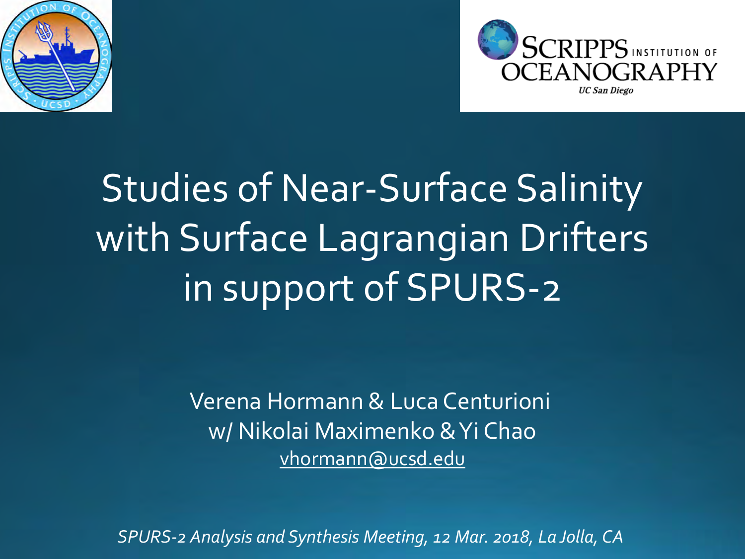# Studies of Near-Surface Salinity with Surface Lagrangian Drifters in support of SPURS-2

Verena Hormann & Luca Centurioni
w/ Nikolai Maximenko & Yi Chao
vhormann@ucsd.edu

*SPURS-2 Analysis and Synthesis Meeting, 12 Mar. 2018, La Jolla, CA*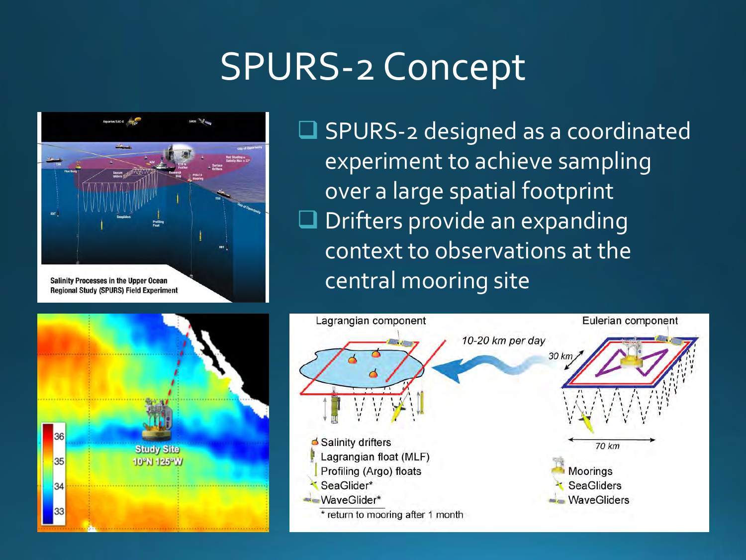# SPURS-2 Concept

- SPURS-2 designed as a coordinated experiment to achieve sampling over a large spatial footprint
- Drifters provide an expanding context to observations at the central mooring site

Salinity Processes in the Upper Ocean Regional Study (SPURS) Field Experiment

Study Site 10°N 125°W

Lagrangian component

Eulerian component

10-20 km per day

30 km

70 km

- Salinity drifters
- Lagrangian float (MLF)
- Profiling (Argo) floats
- SeaGlider*
- WaveGlider*

\* return to mooring after 1 month

- Moorings
- SeaGliders
- WaveGliders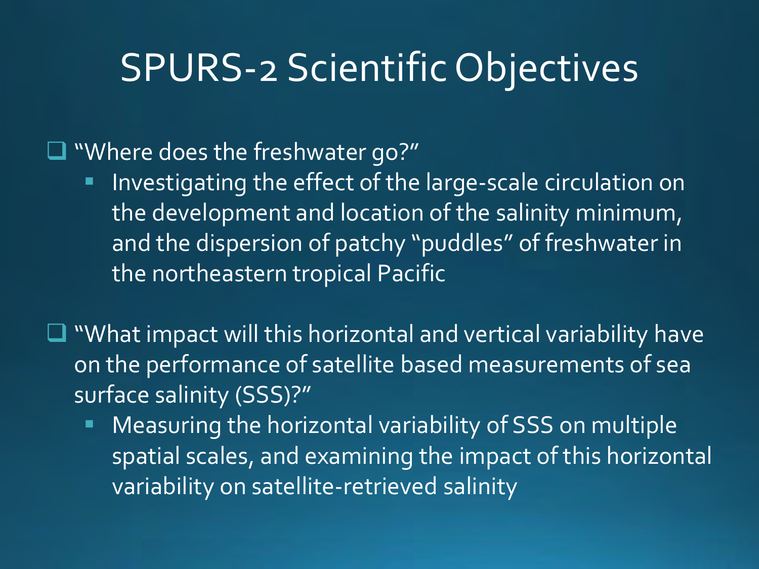# SPURS-2 Scientific Objectives

- "Where does the freshwater go?"
  - Investigating the effect of the large-scale circulation on the development and location of the salinity minimum, and the dispersion of patchy "puddles" of freshwater in the northeastern tropical Pacific

- "What impact will this horizontal and vertical variability have on the performance of satellite based measurements of sea surface salinity (SSS)?"
  - Measuring the horizontal variability of SSS on multiple spatial scales, and examining the impact of this horizontal variability on satellite-retrieved salinity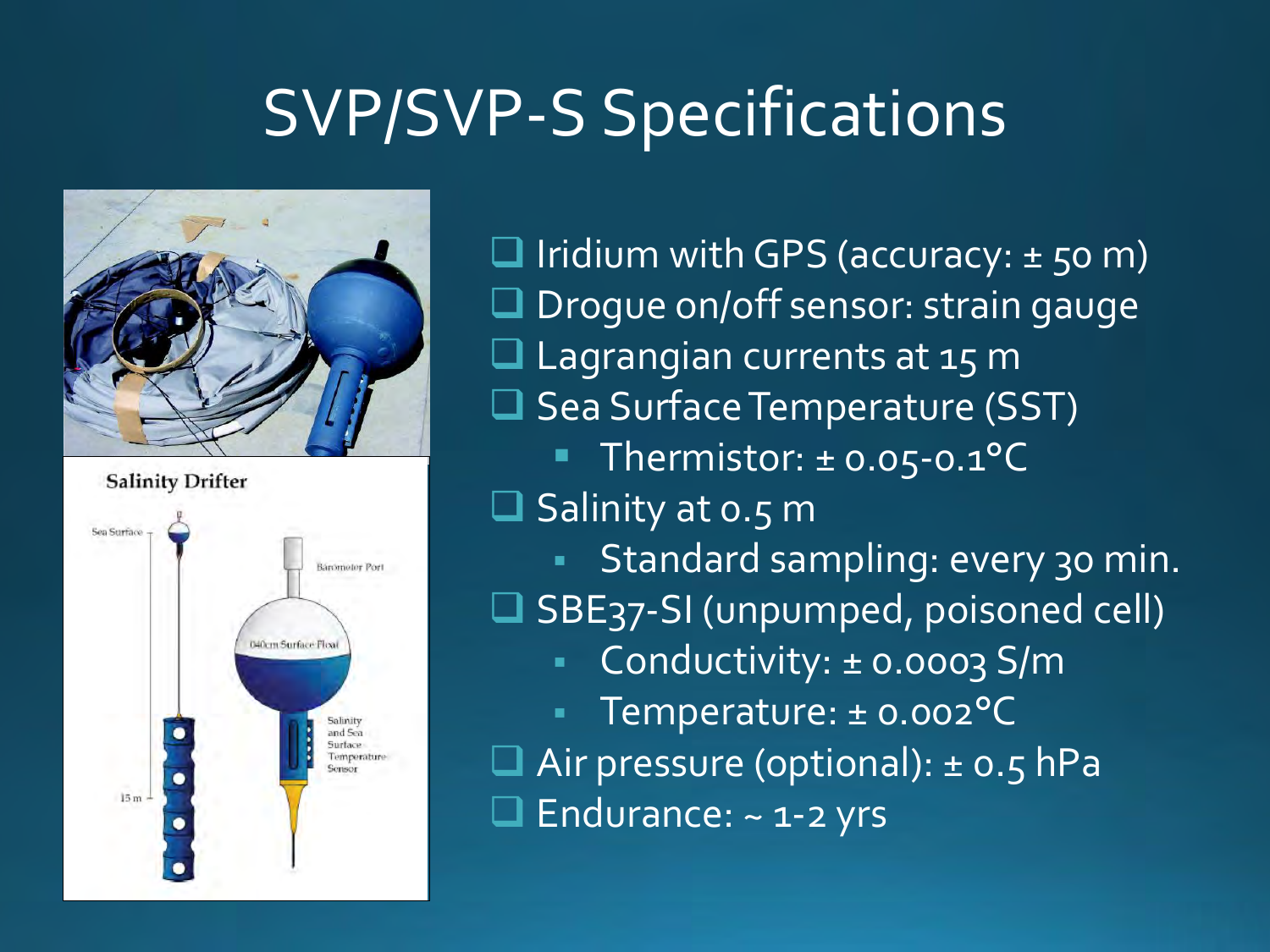# SVP/SVP-S Specifications

- Iridium with GPS (accuracy: ± 50 m)
- Drogue on/off sensor: strain gauge
- Lagrangian currents at 15 m
- Sea Surface Temperature (SST)
  - Thermistor: ± 0.05-0.1°C
- Salinity at 0.5 m
  - Standard sampling: every 30 min.
- SBE37-SI (unpumped, poisoned cell)
  - Conductivity: ± 0.0003 S/m
  - Temperature: ± 0.002°C
- Air pressure (optional): ± 0.5 hPa
- Endurance: ~ 1-2 yrs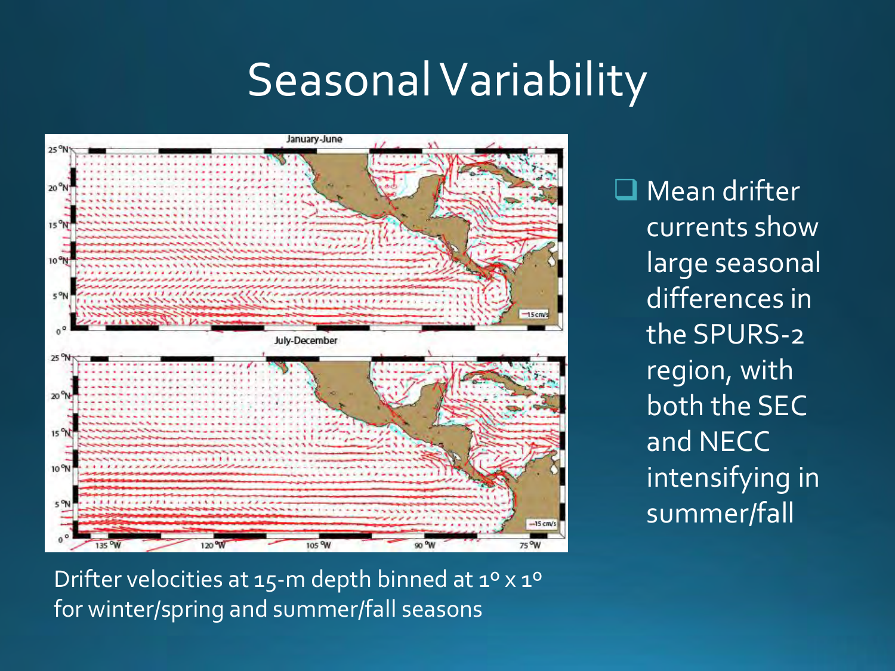# Seasonal Variability

Drifter velocities at 15-m depth binned at 1° x 1° for winter/spring and summer/fall seasons

- Mean drifter currents show large seasonal differences in the SPURS-2 region, with both the SEC and NECC intensifying in summer/fall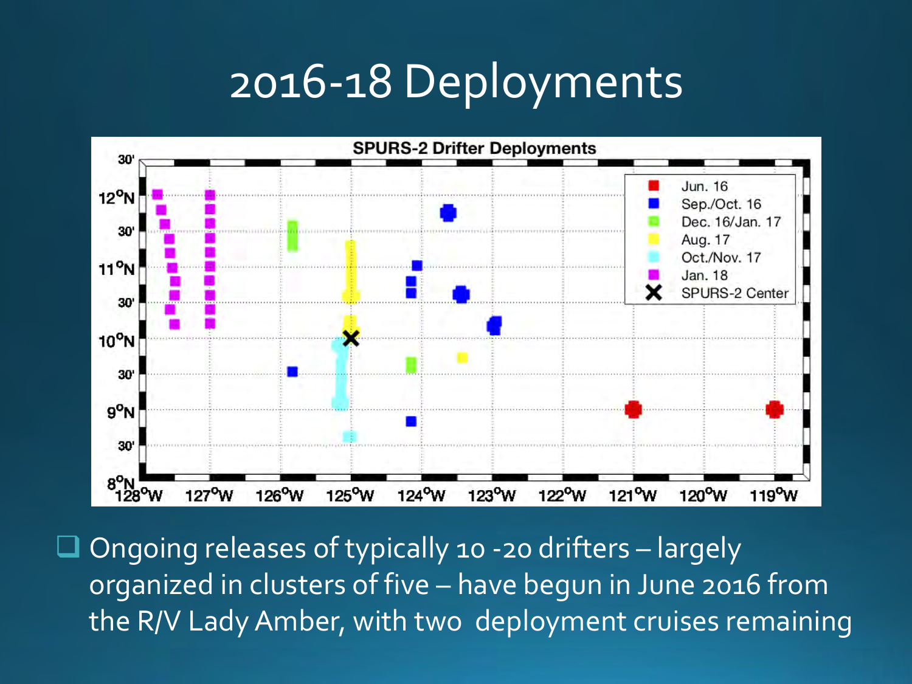# 2016-18 Deployments

- Ongoing releases of typically 10 -20 drifters – largely organized in clusters of five – have begun in June 2016 from the R/V Lady Amber, with two deployment cruises remaining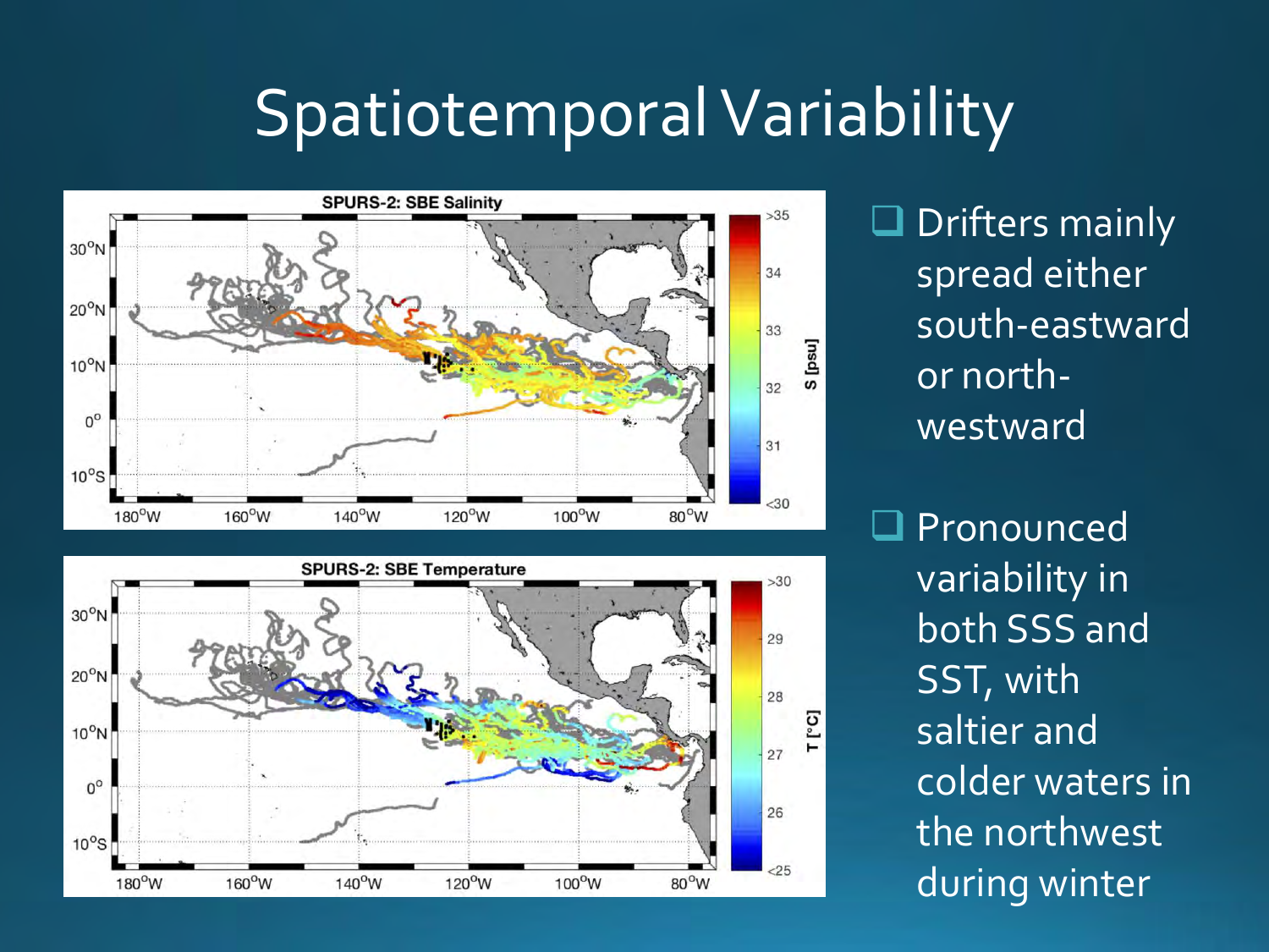# Spatiotemporal Variability

- Drifters mainly spread either south-eastward or north-westward
- Pronounced variability in both SSS and SST, with saltier and colder waters in the northwest during winter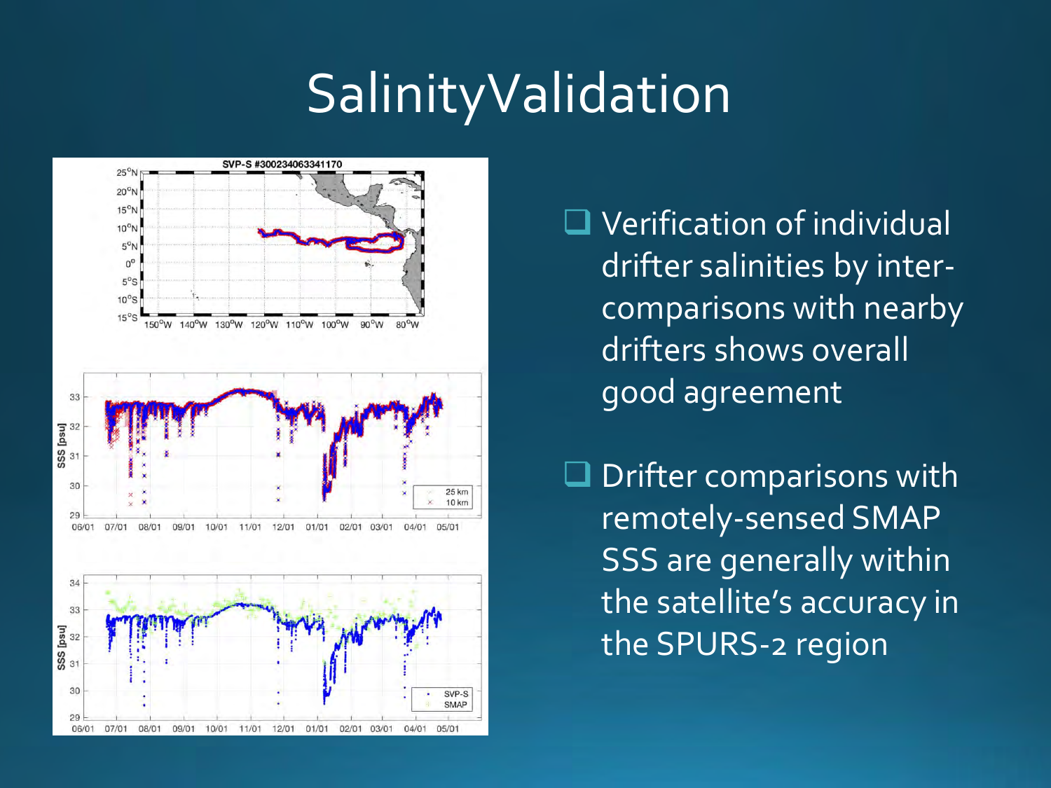# SalinityValidation

- Verification of individual drifter salinities by inter-comparisons with nearby drifters shows overall good agreement
- Drifter comparisons with remotely-sensed SMAP SSS are generally within the satellite's accuracy in the SPURS-2 region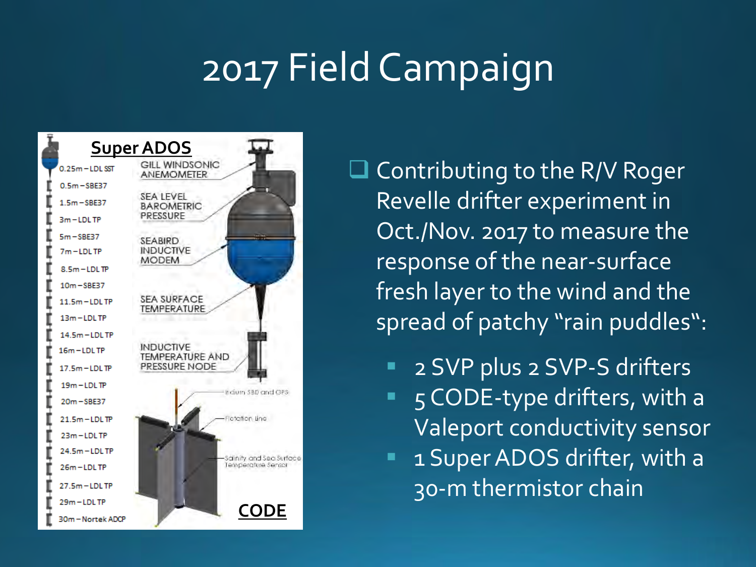# 2017 Field Campaign

**Super ADOS**

- 0.25m – LDL SST
- 0.5m – SBE37
- 1.5m – SBE37
- 3m – LDL TP
- 5m – SBE37
- 7m – LDL TP
- 8.5m – LDL TP
- 10m – SBE37
- 11.5m – LDL TP
- 13m – LDL TP
- 14.5m – LDL TP
- 16m – LDL TP
- 17.5m – LDL TP
- 19m – LDL TP
- 20m – SBE37
- 21.5m – LDL TP
- 23m – LDL TP
- 24.5m – LDL TP
- 26m – LDL TP
- 27.5m – LDL TP
- 29m – LDL TP
- 30m – Nortek ADCP

GILL WINDSONIC ANEMOMETER

SEA LEVEL BAROMETRIC PRESSURE

SEABIRD INDUCTIVE MODEM

SEA SURFACE TEMPERATURE

INDUCTIVE TEMPERATURE AND PRESSURE NODE

Iridium SBD and GPS

Flotation line

Salinity and Sea Surface Temperature Sensor

**CODE**

- Contributing to the R/V Roger Revelle drifter experiment in Oct./Nov. 2017 to measure the response of the near-surface fresh layer to the wind and the spread of patchy "rain puddles":
  - 2 SVP plus 2 SVP-S drifters
  - 5 CODE-type drifters, with a Valeport conductivity sensor
  - 1 Super ADOS drifter, with a 30-m thermistor chain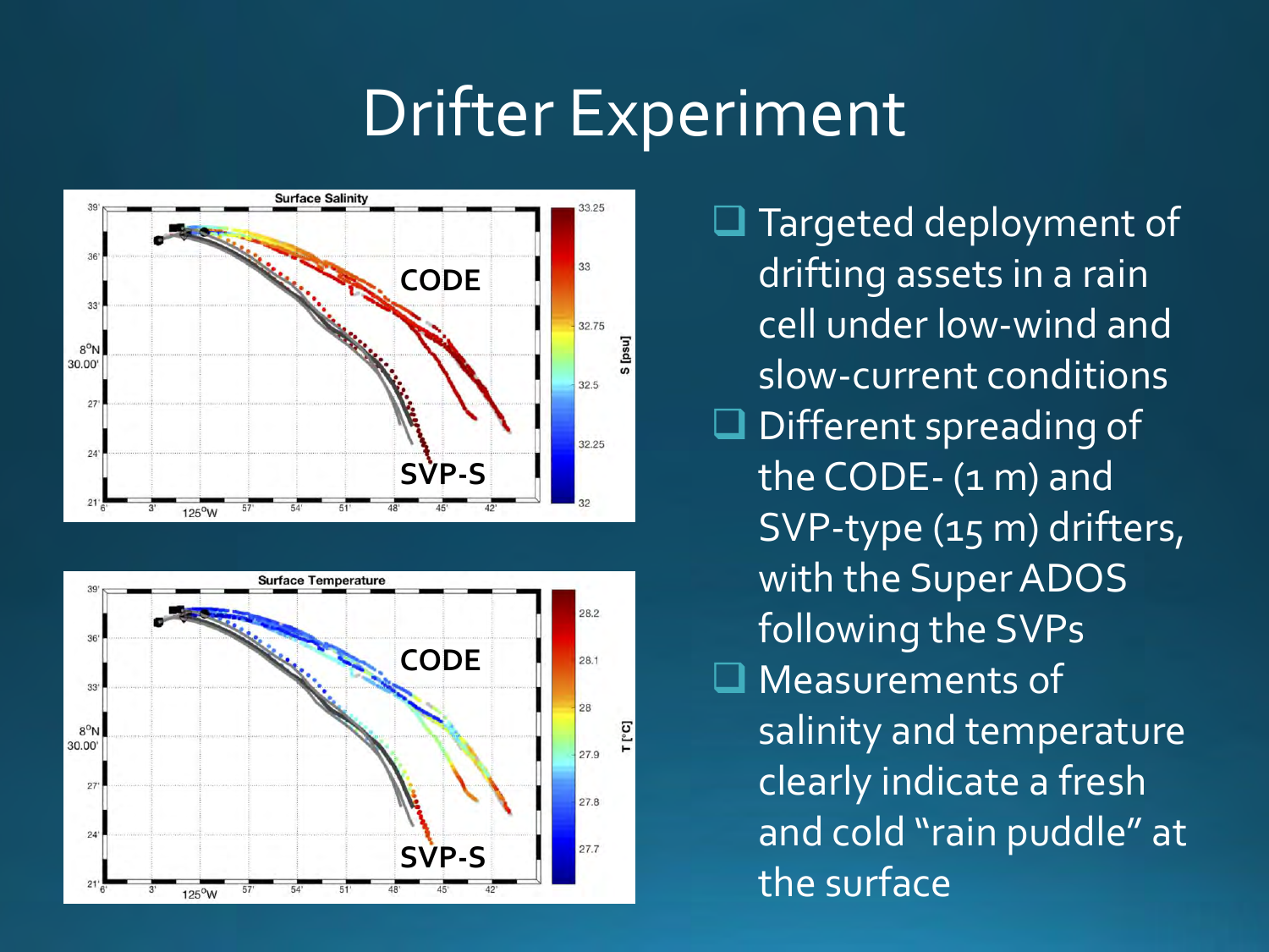# Drifter Experiment

- Targeted deployment of drifting assets in a rain cell under low-wind and slow-current conditions
- Different spreading of the CODE- (1 m) and SVP-type (15 m) drifters, with the Super ADOS following the SVPs
- Measurements of salinity and temperature clearly indicate a fresh and cold "rain puddle" at the surface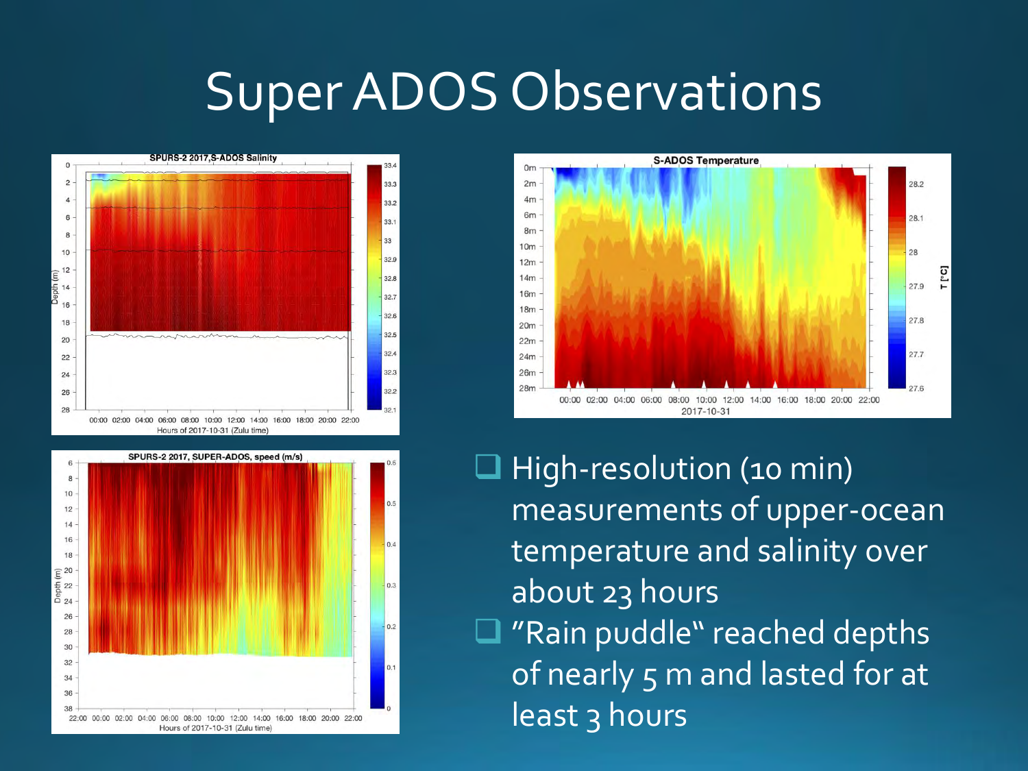# Super ADOS Observations

- High-resolution (10 min) measurements of upper-ocean temperature and salinity over about 23 hours
- "Rain puddle" reached depths of nearly 5 m and lasted for at least 3 hours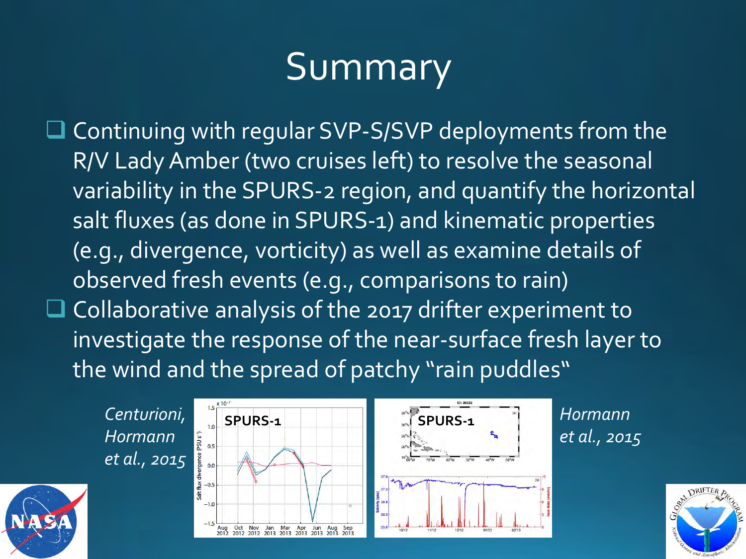# Summary

- Continuing with regular SVP-S/SVP deployments from the R/V Lady Amber (two cruises left) to resolve the seasonal variability in the SPURS-2 region, and quantify the horizontal salt fluxes (as done in SPURS-1) and kinematic properties (e.g., divergence, vorticity) as well as examine details of observed fresh events (e.g., comparisons to rain)
- Collaborative analysis of the 2017 drifter experiment to investigate the response of the near-surface fresh layer to the wind and the spread of patchy "rain puddles"

*Centurioni, Hormann et al., 2015*

SPURS-1

Salt flux divergence (PSU s⁻¹)

x 10⁻⁷

1.5
1.0
0.5
0.0
−0.5
−1.0
−1.5

Aug 2012 Oct 2012 Nov 2012 Jan 2013 Mar 2013 Apr 2013 Jun 2013 Aug 2013 Sep 2013

SPURS-1

ID: 36322

*Hormann et al., 2015*